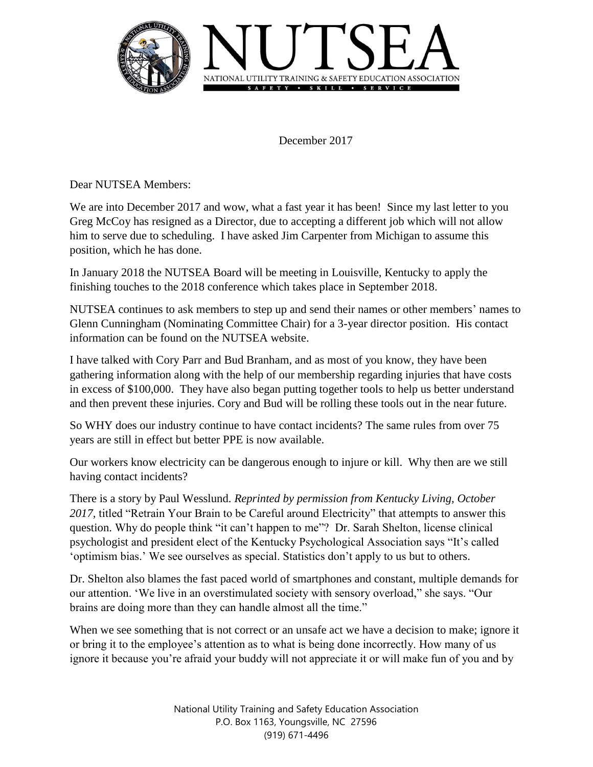# NUTSEA

NATIONAL UTILITY TRAINING & SAFETY EDUCATION ASSOCIATION

SAFETY • SKILL • SERVICE

December 2017

Dear NUTSEA Members:

We are into December 2017 and wow, what a fast year it has been! Since my last letter to you Greg McCoy has resigned as a Director, due to accepting a different job which will not allow him to serve due to scheduling. I have asked Jim Carpenter from Michigan to assume this position, which he has done.

In January 2018 the NUTSEA Board will be meeting in Louisville, Kentucky to apply the finishing touches to the 2018 conference which takes place in September 2018.

NUTSEA continues to ask members to step up and send their names or other members' names to Glenn Cunningham (Nominating Committee Chair) for a 3-year director position. His contact information can be found on the NUTSEA website.

I have talked with Cory Parr and Bud Branham, and as most of you know, they have been gathering information along with the help of our membership regarding injuries that have costs in excess of $100,000. They have also began putting together tools to help us better understand and then prevent these injuries. Cory and Bud will be rolling these tools out in the near future.

So WHY does our industry continue to have contact incidents? The same rules from over 75 years are still in effect but better PPE is now available.

Our workers know electricity can be dangerous enough to injure or kill. Why then are we still having contact incidents?

There is a story by Paul Wesslund. *Reprinted by permission from Kentucky Living, October 2017,* titled "Retrain Your Brain to be Careful around Electricity" that attempts to answer this question. Why do people think "it can't happen to me"? Dr. Sarah Shelton, license clinical psychologist and president elect of the Kentucky Psychological Association says "It's called 'optimism bias.' We see ourselves as special. Statistics don't apply to us but to others.

Dr. Shelton also blames the fast paced world of smartphones and constant, multiple demands for our attention. 'We live in an overstimulated society with sensory overload," she says. "Our brains are doing more than they can handle almost all the time."

When we see something that is not correct or an unsafe act we have a decision to make; ignore it or bring it to the employee's attention as to what is being done incorrectly. How many of us ignore it because you're afraid your buddy will not appreciate it or will make fun of you and by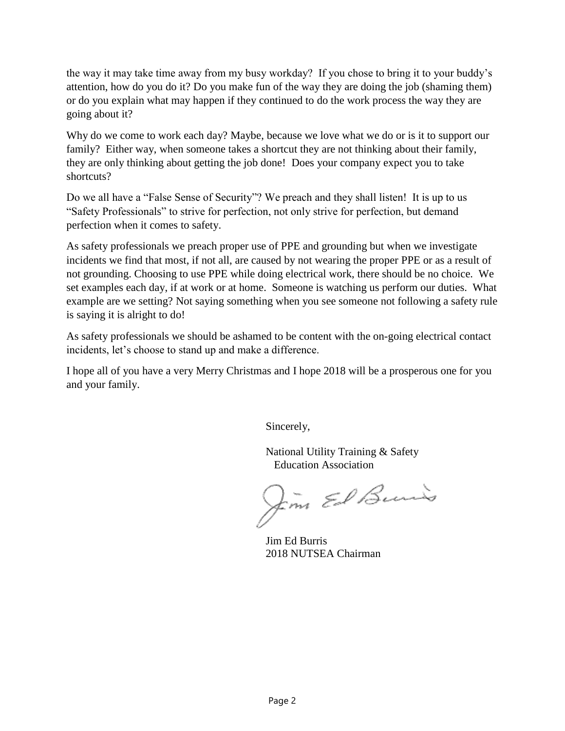the way it may take time away from my busy workday? If you chose to bring it to your buddy's attention, how do you do it? Do you make fun of the way they are doing the job (shaming them) or do you explain what may happen if they continued to do the work process the way they are going about it?

Why do we come to work each day? Maybe, because we love what we do or is it to support our family? Either way, when someone takes a shortcut they are not thinking about their family, they are only thinking about getting the job done! Does your company expect you to take shortcuts?

Do we all have a "False Sense of Security"? We preach and they shall listen! It is up to us "Safety Professionals" to strive for perfection, not only strive for perfection, but demand perfection when it comes to safety.

As safety professionals we preach proper use of PPE and grounding but when we investigate incidents we find that most, if not all, are caused by not wearing the proper PPE or as a result of not grounding. Choosing to use PPE while doing electrical work, there should be no choice. We set examples each day, if at work or at home. Someone is watching us perform our duties. What example are we setting? Not saying something when you see someone not following a safety rule is saying it is alright to do!

As safety professionals we should be ashamed to be content with the on-going electrical contact incidents, let's choose to stand up and make a difference.

I hope all of you have a very Merry Christmas and I hope 2018 will be a prosperous one for you and your family.

Sincerely,

National Utility Training & Safety
Education Association

Jim Ed Burris

Jim Ed Burris
2018 NUTSEA Chairman